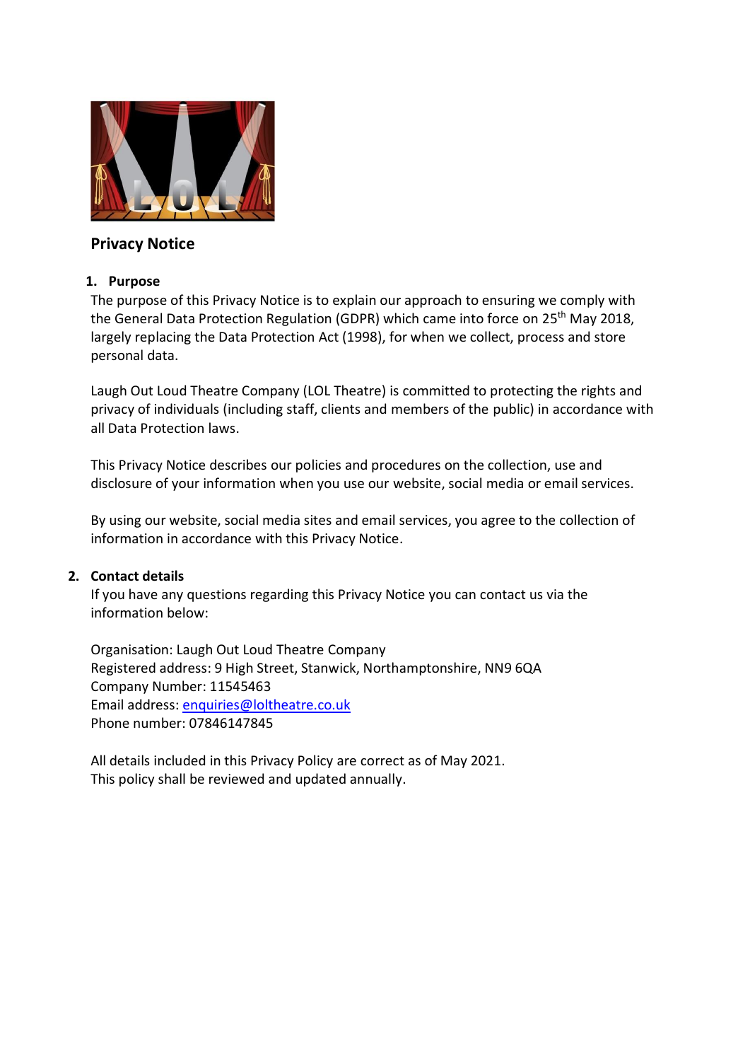## Privacy Notice

### 1. Purpose

The purpose of this Privacy Notice is to explain our approach to ensuring we comply with the General Data Protection Regulation (GDPR) which came into force on 25th May 2018, largely replacing the Data Protection Act (1998), for when we collect, process and store personal data.

Laugh Out Loud Theatre Company (LOL Theatre) is committed to protecting the rights and privacy of individuals (including staff, clients and members of the public) in accordance with all Data Protection laws.

This Privacy Notice describes our policies and procedures on the collection, use and disclosure of your information when you use our website, social media or email services.

By using our website, social media sites and email services, you agree to the collection of information in accordance with this Privacy Notice.

### 2. Contact details

If you have any questions regarding this Privacy Notice you can contact us via the information below:

Organisation: Laugh Out Loud Theatre Company
Registered address: 9 High Street, Stanwick, Northamptonshire, NN9 6QA
Company Number: 11545463
Email address: enquiries@loltheatre.co.uk
Phone number: 07846147845

All details included in this Privacy Policy are correct as of May 2021.
This policy shall be reviewed and updated annually.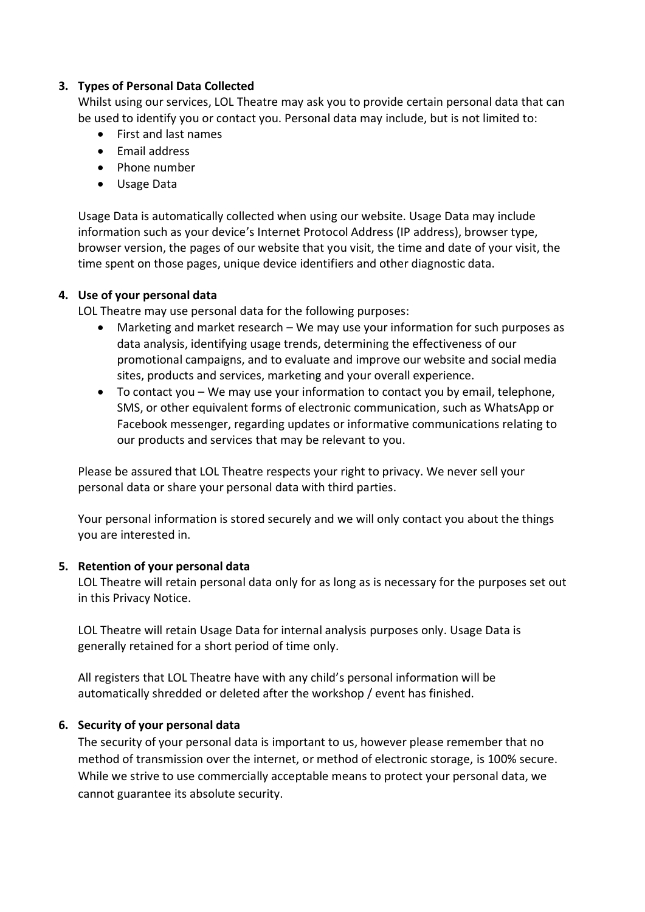### 3. Types of Personal Data Collected

Whilst using our services, LOL Theatre may ask you to provide certain personal data that can be used to identify you or contact you. Personal data may include, but is not limited to:

- First and last names
- Email address
- Phone number
- Usage Data

Usage Data is automatically collected when using our website. Usage Data may include information such as your device's Internet Protocol Address (IP address), browser type, browser version, the pages of our website that you visit, the time and date of your visit, the time spent on those pages, unique device identifiers and other diagnostic data.

### 4. Use of your personal data

LOL Theatre may use personal data for the following purposes:

- Marketing and market research – We may use your information for such purposes as data analysis, identifying usage trends, determining the effectiveness of our promotional campaigns, and to evaluate and improve our website and social media sites, products and services, marketing and your overall experience.
- To contact you – We may use your information to contact you by email, telephone, SMS, or other equivalent forms of electronic communication, such as WhatsApp or Facebook messenger, regarding updates or informative communications relating to our products and services that may be relevant to you.

Please be assured that LOL Theatre respects your right to privacy. We never sell your personal data or share your personal data with third parties.

Your personal information is stored securely and we will only contact you about the things you are interested in.

### 5. Retention of your personal data

LOL Theatre will retain personal data only for as long as is necessary for the purposes set out in this Privacy Notice.

LOL Theatre will retain Usage Data for internal analysis purposes only. Usage Data is generally retained for a short period of time only.

All registers that LOL Theatre have with any child's personal information will be automatically shredded or deleted after the workshop / event has finished.

### 6. Security of your personal data

The security of your personal data is important to us, however please remember that no method of transmission over the internet, or method of electronic storage, is 100% secure. While we strive to use commercially acceptable means to protect your personal data, we cannot guarantee its absolute security.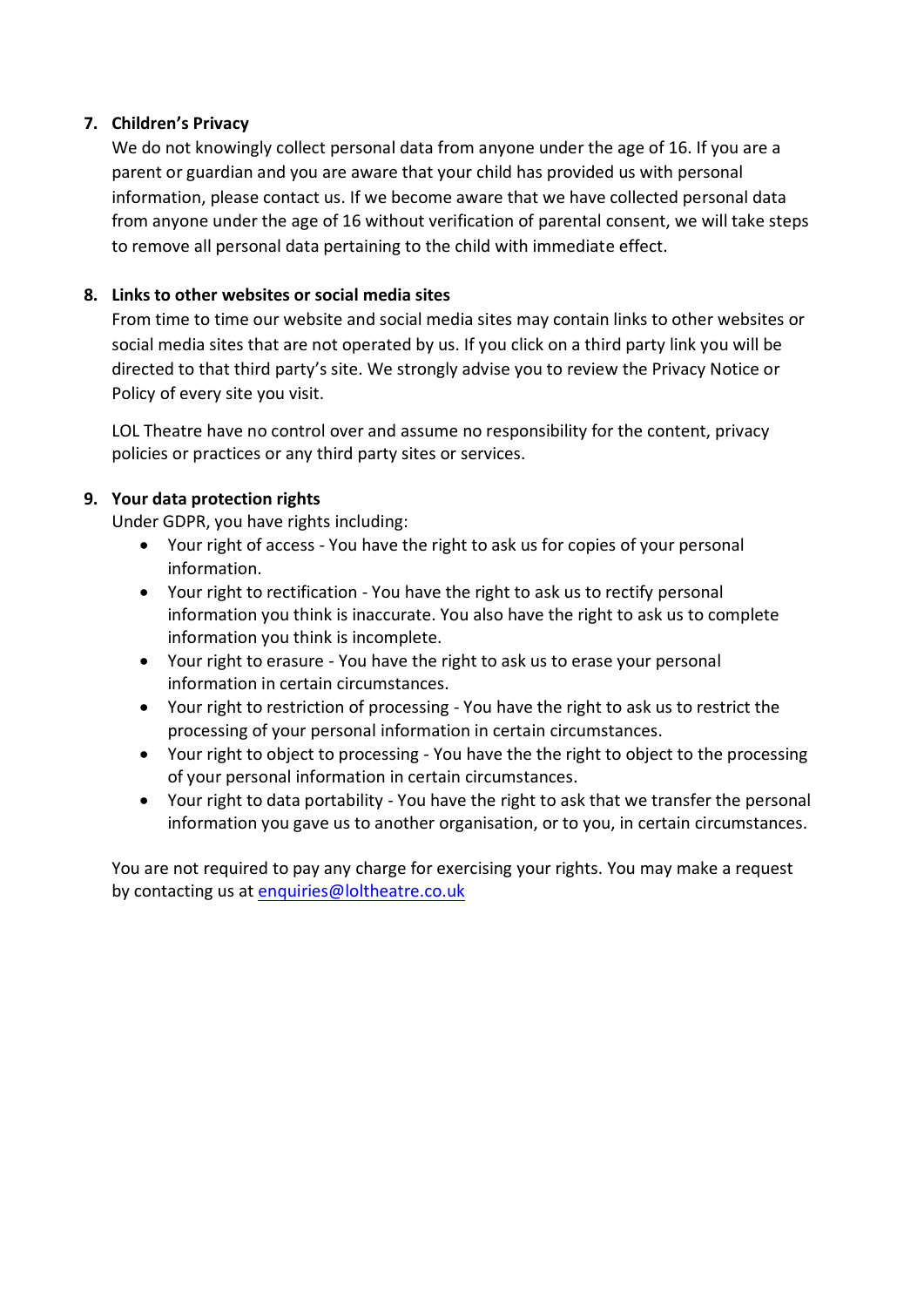## 7. Children's Privacy

We do not knowingly collect personal data from anyone under the age of 16. If you are a parent or guardian and you are aware that your child has provided us with personal information, please contact us. If we become aware that we have collected personal data from anyone under the age of 16 without verification of parental consent, we will take steps to remove all personal data pertaining to the child with immediate effect.

## 8. Links to other websites or social media sites

From time to time our website and social media sites may contain links to other websites or social media sites that are not operated by us. If you click on a third party link you will be directed to that third party's site. We strongly advise you to review the Privacy Notice or Policy of every site you visit.

LOL Theatre have no control over and assume no responsibility for the content, privacy policies or practices or any third party sites or services.

## 9. Your data protection rights

Under GDPR, you have rights including:

- Your right of access - You have the right to ask us for copies of your personal information.
- Your right to rectification - You have the right to ask us to rectify personal information you think is inaccurate. You also have the right to ask us to complete information you think is incomplete.
- Your right to erasure - You have the right to ask us to erase your personal information in certain circumstances.
- Your right to restriction of processing - You have the right to ask us to restrict the processing of your personal information in certain circumstances.
- Your right to object to processing - You have the the right to object to the processing of your personal information in certain circumstances.
- Your right to data portability - You have the right to ask that we transfer the personal information you gave us to another organisation, or to you, in certain circumstances.

You are not required to pay any charge for exercising your rights. You may make a request by contacting us at [enquiries@loltheatre.co.uk](mailto:enquiries@loltheatre.co.uk)